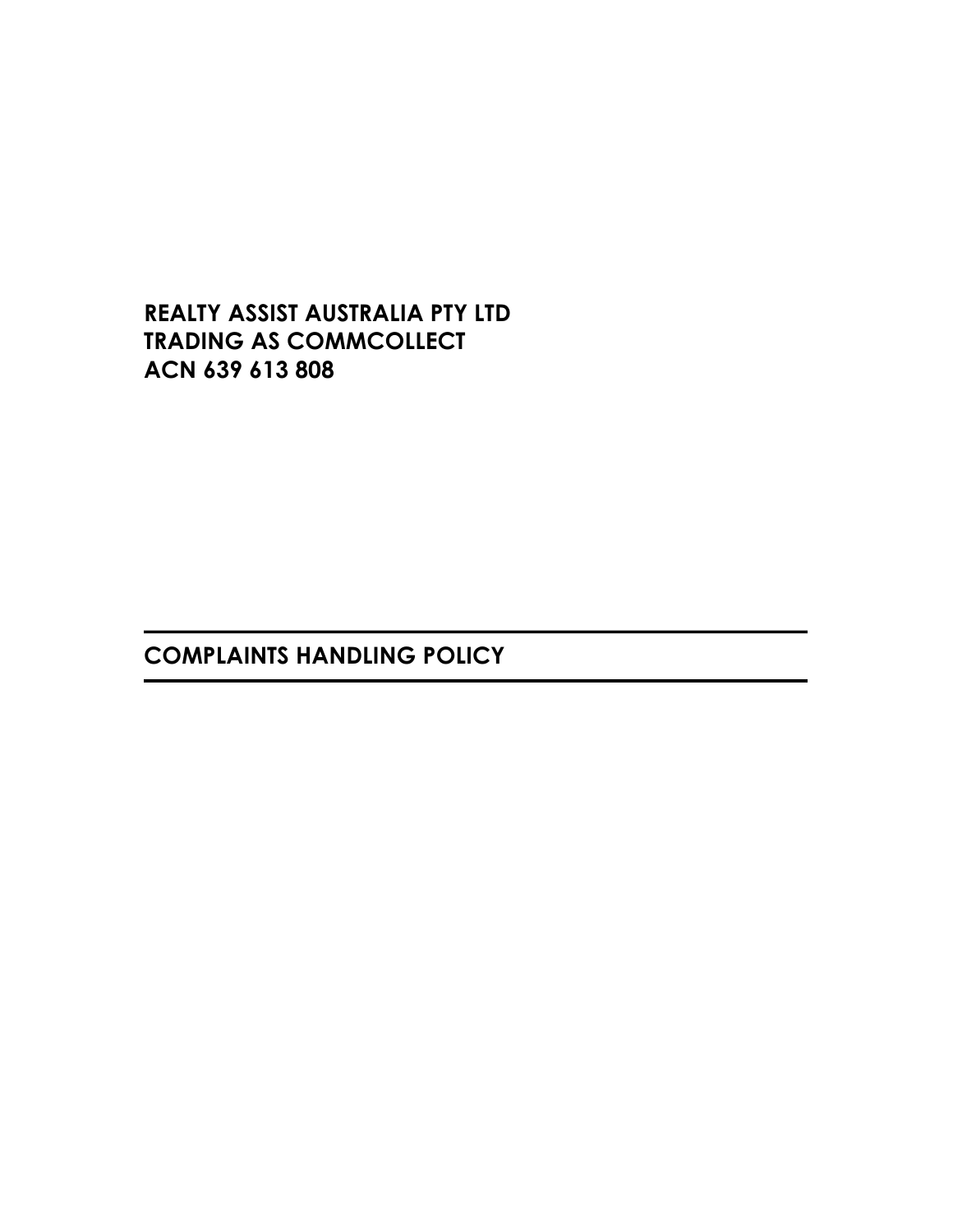**REALTY ASSIST AUSTRALIA PTY LTD**
**TRADING AS COMMCOLLECT**
**ACN 639 613 808**

---

# COMPLAINTS HANDLING POLICY

---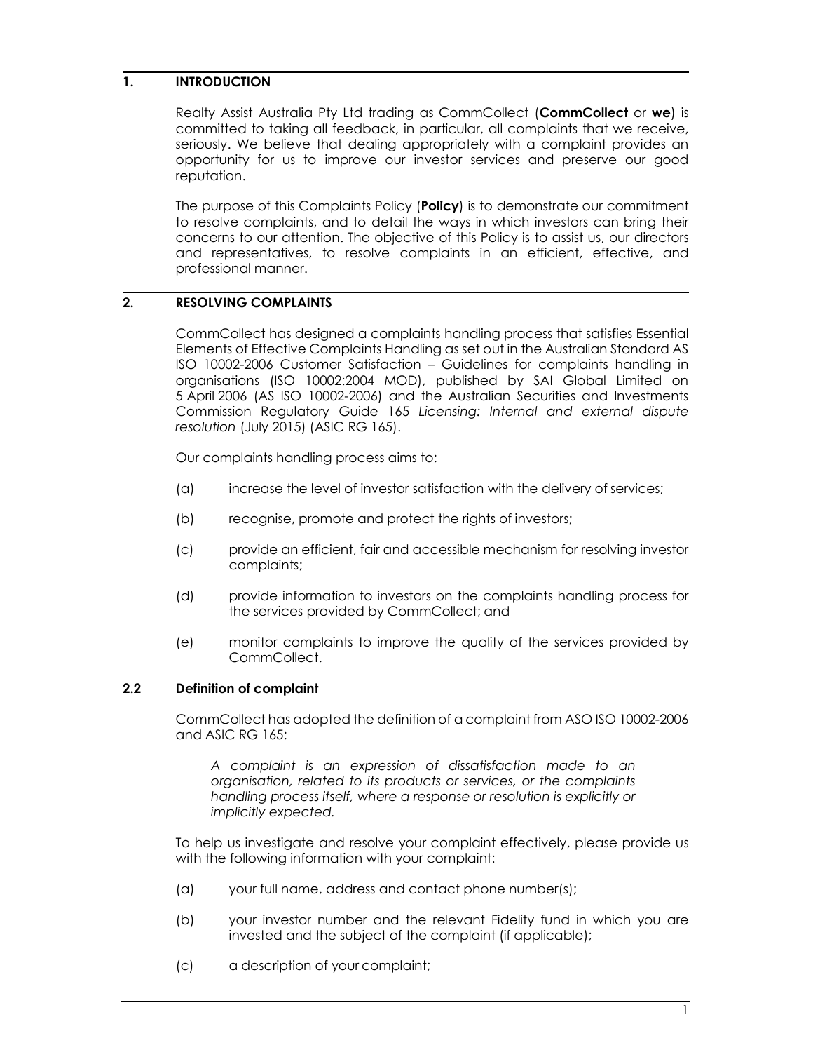## 1. INTRODUCTION

Realty Assist Australia Pty Ltd trading as CommCollect (**CommCollect** or **we**) is committed to taking all feedback, in particular, all complaints that we receive, seriously. We believe that dealing appropriately with a complaint provides an opportunity for us to improve our investor services and preserve our good reputation.

The purpose of this Complaints Policy (**Policy**) is to demonstrate our commitment to resolve complaints, and to detail the ways in which investors can bring their concerns to our attention. The objective of this Policy is to assist us, our directors and representatives, to resolve complaints in an efficient, effective, and professional manner.

## 2. RESOLVING COMPLAINTS

CommCollect has designed a complaints handling process that satisfies Essential Elements of Effective Complaints Handling as set out in the Australian Standard AS ISO 10002-2006 Customer Satisfaction – Guidelines for complaints handling in organisations (ISO 10002:2004 MOD), published by SAI Global Limited on 5 April 2006 (AS ISO 10002-2006) and the Australian Securities and Investments Commission Regulatory Guide 165 *Licensing: Internal and external dispute resolution* (July 2015) (ASIC RG 165).

Our complaints handling process aims to:

(a) increase the level of investor satisfaction with the delivery of services;

(b) recognise, promote and protect the rights of investors;

(c) provide an efficient, fair and accessible mechanism for resolving investor complaints;

(d) provide information to investors on the complaints handling process for the services provided by CommCollect; and

(e) monitor complaints to improve the quality of the services provided by CommCollect.

### 2.2 Definition of complaint

CommCollect has adopted the definition of a complaint from ASO ISO 10002-2006 and ASIC RG 165:

> *A complaint is an expression of dissatisfaction made to an organisation, related to its products or services, or the complaints handling process itself, where a response or resolution is explicitly or implicitly expected.*

To help us investigate and resolve your complaint effectively, please provide us with the following information with your complaint:

(a) your full name, address and contact phone number(s);

(b) your investor number and the relevant Fidelity fund in which you are invested and the subject of the complaint (if applicable);

(c) a description of your complaint;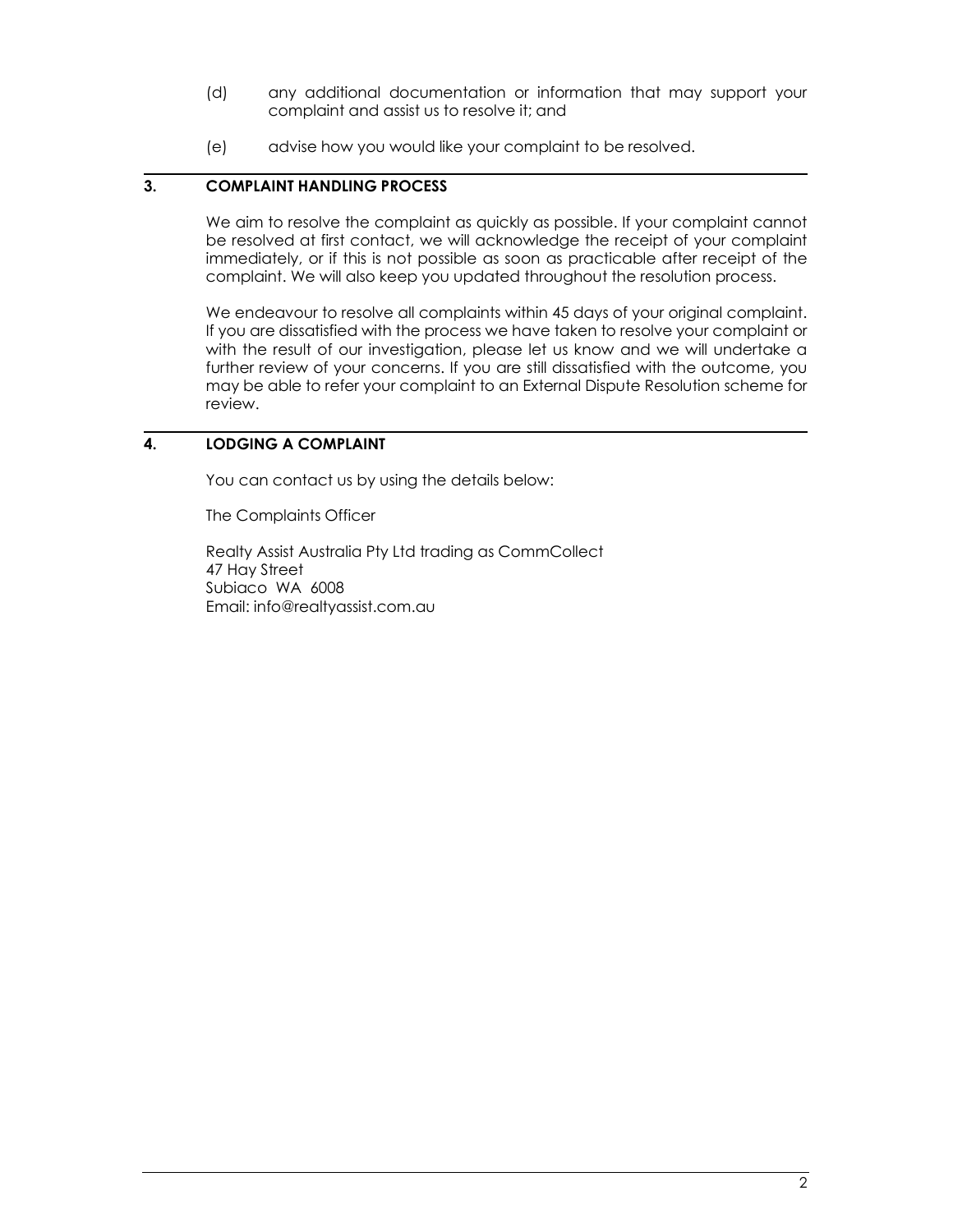(d) any additional documentation or information that may support your complaint and assist us to resolve it; and

(e) advise how you would like your complaint to be resolved.

## 3. COMPLAINT HANDLING PROCESS

We aim to resolve the complaint as quickly as possible. If your complaint cannot be resolved at first contact, we will acknowledge the receipt of your complaint immediately, or if this is not possible as soon as practicable after receipt of the complaint. We will also keep you updated throughout the resolution process.

We endeavour to resolve all complaints within 45 days of your original complaint. If you are dissatisfied with the process we have taken to resolve your complaint or with the result of our investigation, please let us know and we will undertake a further review of your concerns. If you are still dissatisfied with the outcome, you may be able to refer your complaint to an External Dispute Resolution scheme for review.

## 4. LODGING A COMPLAINT

You can contact us by using the details below:

The Complaints Officer

Realty Assist Australia Pty Ltd trading as CommCollect
47 Hay Street
Subiaco WA 6008
Email: info@realtyassist.com.au